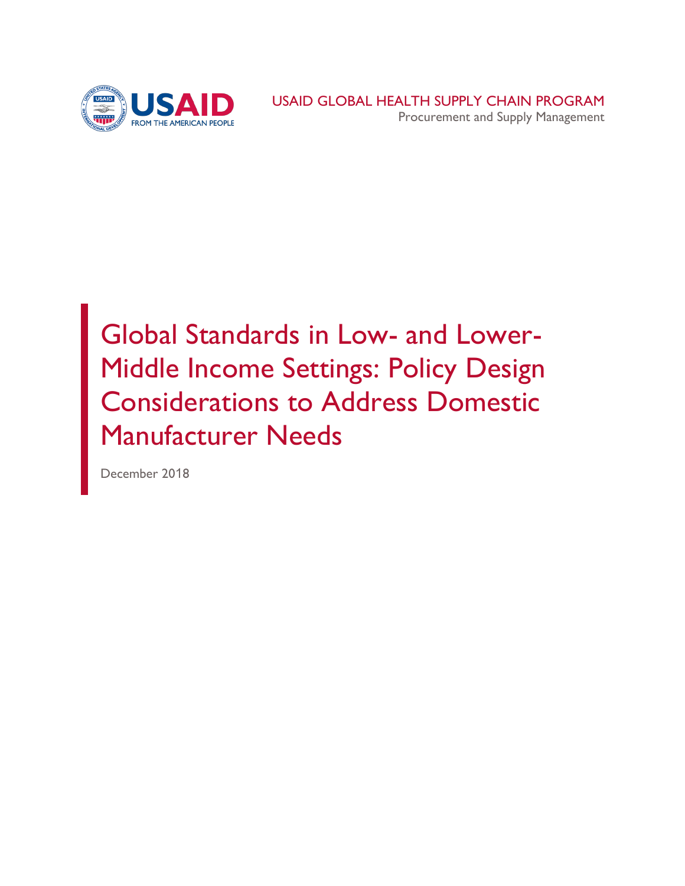USAID
FROM THE AMERICAN PEOPLE

USAID GLOBAL HEALTH SUPPLY CHAIN PROGRAM
Procurement and Supply Management

# Global Standards in Low- and Lower-Middle Income Settings: Policy Design Considerations to Address Domestic Manufacturer Needs

December 2018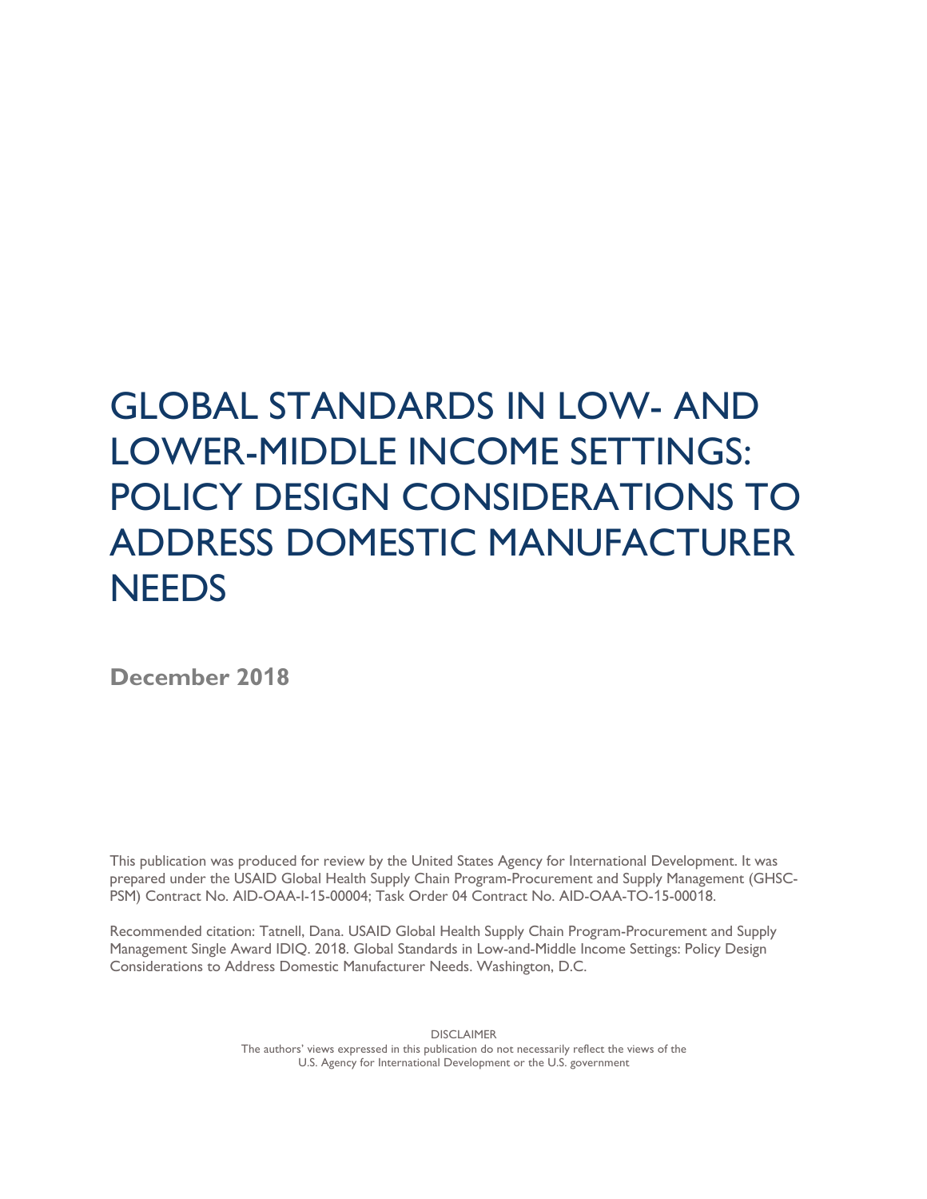# GLOBAL STANDARDS IN LOW- AND LOWER-MIDDLE INCOME SETTINGS: POLICY DESIGN CONSIDERATIONS TO ADDRESS DOMESTIC MANUFACTURER NEEDS

**December 2018**

This publication was produced for review by the United States Agency for International Development. It was prepared under the USAID Global Health Supply Chain Program-Procurement and Supply Management (GHSC-PSM) Contract No. AID-OAA-I-15-00004; Task Order 04 Contract No. AID-OAA-TO-15-00018.

Recommended citation: Tatnell, Dana. USAID Global Health Supply Chain Program-Procurement and Supply Management Single Award IDIQ. 2018. Global Standards in Low-and-Middle Income Settings: Policy Design Considerations to Address Domestic Manufacturer Needs. Washington, D.C.

DISCLAIMER
The authors' views expressed in this publication do not necessarily reflect the views of the U.S. Agency for International Development or the U.S. government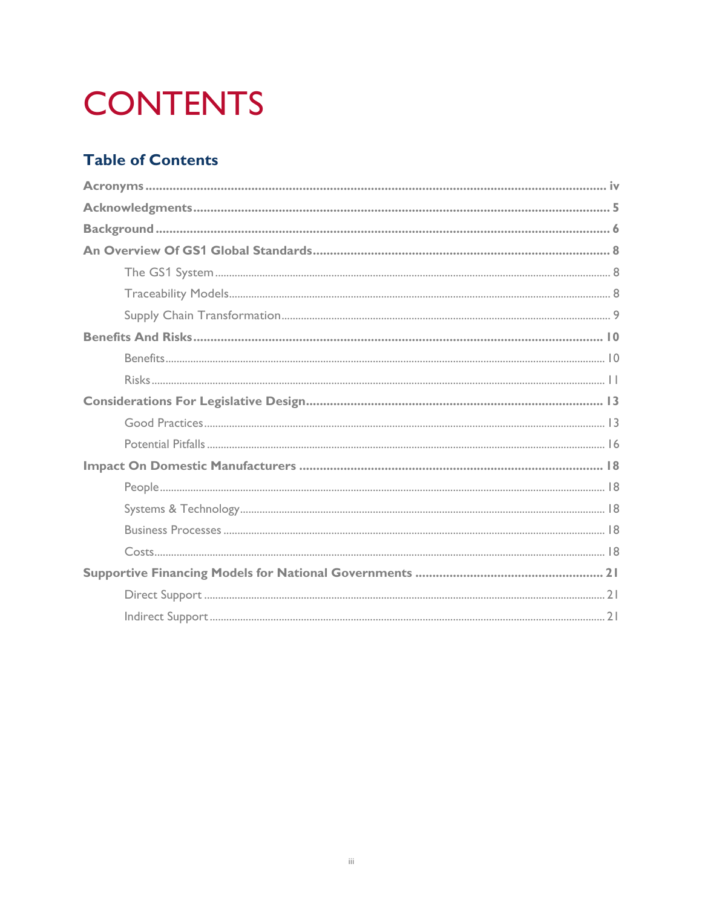# CONTENTS

## Table of Contents

**Acronyms** ..... iv

**Acknowledgments** ..... 5

**Background** ..... 6

**An Overview Of GS1 Global Standards** ..... 8

- The GS1 System ..... 8
- Traceability Models ..... 8
- Supply Chain Transformation ..... 9

**Benefits And Risks** ..... 10

- Benefits ..... 10
- Risks ..... 11

**Considerations For Legislative Design** ..... 13

- Good Practices ..... 13
- Potential Pitfalls ..... 16

**Impact On Domestic Manufacturers** ..... 18

- People ..... 18
- Systems & Technology ..... 18
- Business Processes ..... 18
- Costs ..... 18

**Supportive Financing Models for National Governments** ..... 21

- Direct Support ..... 21
- Indirect Support ..... 21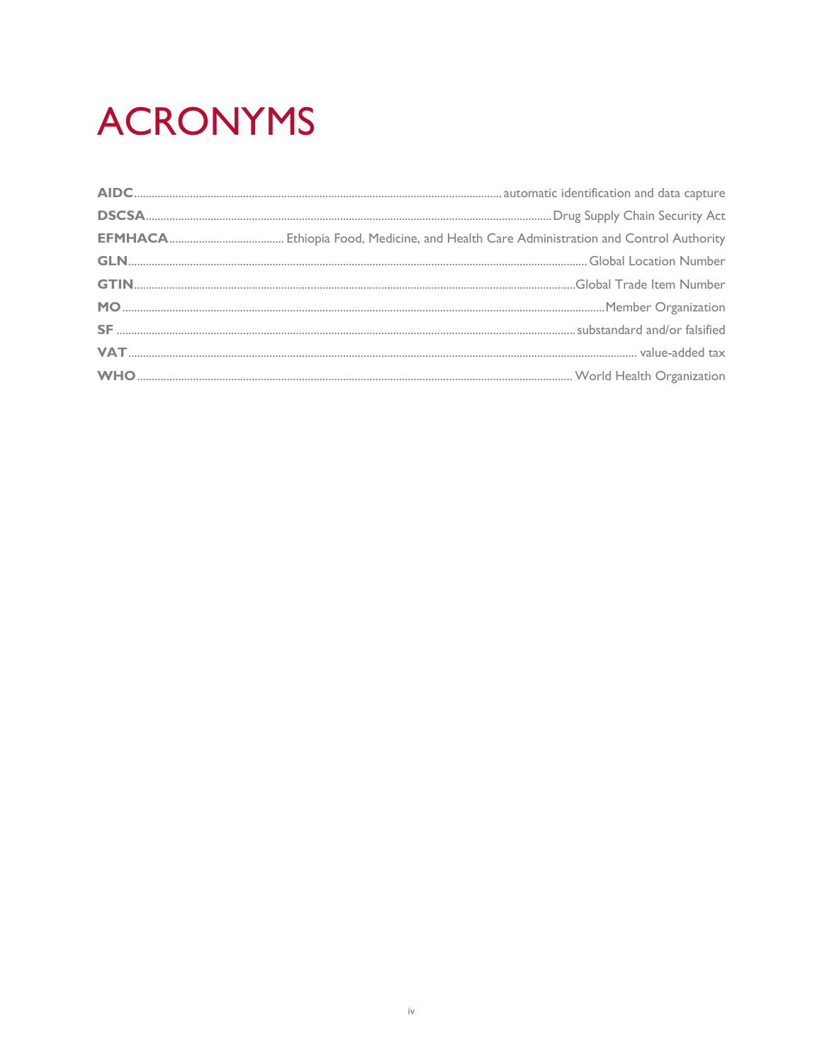# ACRONYMS

**AIDC** automatic identification and data capture

**DSCSA** Drug Supply Chain Security Act

**EFMHACA** Ethiopia Food, Medicine, and Health Care Administration and Control Authority

**GLN** Global Location Number

**GTIN** Global Trade Item Number

**MO** Member Organization

**SF** substandard and/or falsified

**VAT** value-added tax

**WHO** World Health Organization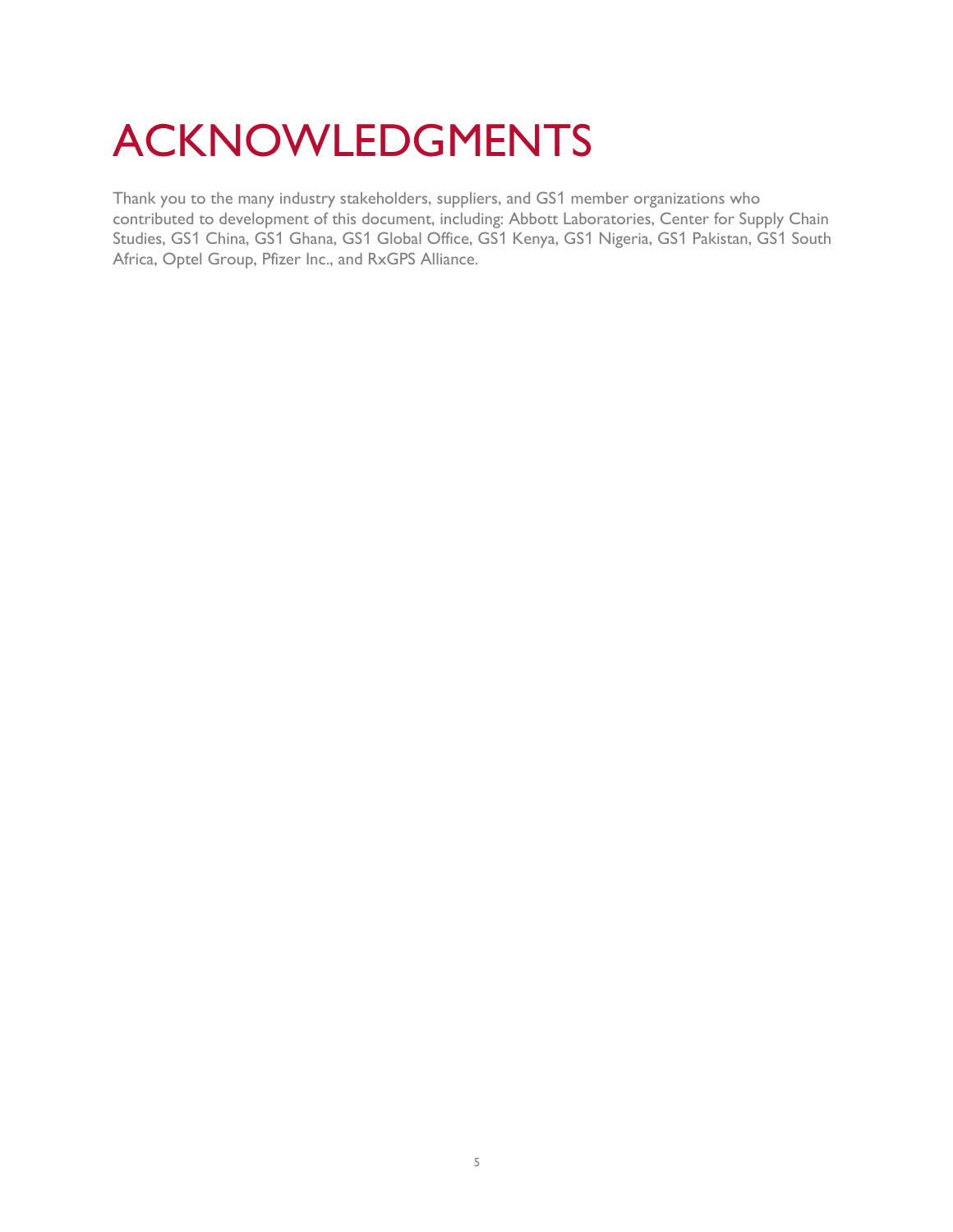# ACKNOWLEDGMENTS

Thank you to the many industry stakeholders, suppliers, and GS1 member organizations who contributed to development of this document, including: Abbott Laboratories, Center for Supply Chain Studies, GS1 China, GS1 Ghana, GS1 Global Office, GS1 Kenya, GS1 Nigeria, GS1 Pakistan, GS1 South Africa, Optel Group, Pfizer Inc., and RxGPS Alliance.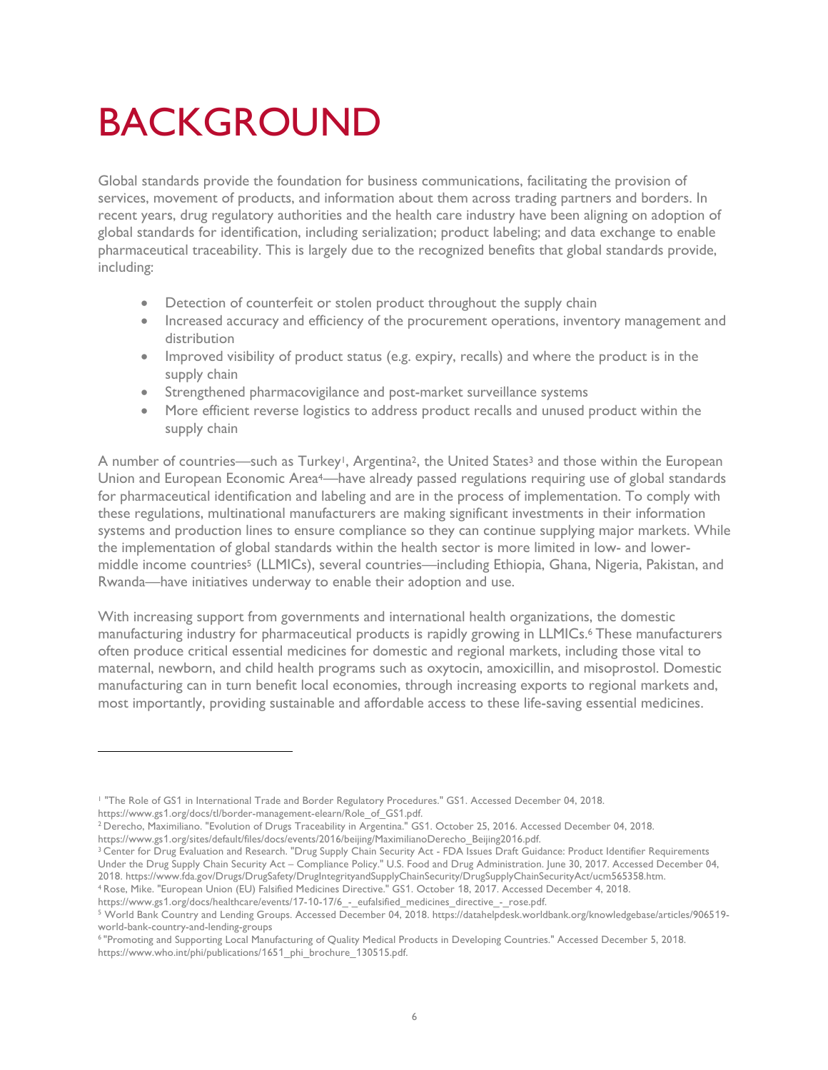# BACKGROUND

Global standards provide the foundation for business communications, facilitating the provision of services, movement of products, and information about them across trading partners and borders. In recent years, drug regulatory authorities and the health care industry have been aligning on adoption of global standards for identification, including serialization; product labeling; and data exchange to enable pharmaceutical traceability. This is largely due to the recognized benefits that global standards provide, including:

- Detection of counterfeit or stolen product throughout the supply chain
- Increased accuracy and efficiency of the procurement operations, inventory management and distribution
- Improved visibility of product status (e.g. expiry, recalls) and where the product is in the supply chain
- Strengthened pharmacovigilance and post-market surveillance systems
- More efficient reverse logistics to address product recalls and unused product within the supply chain

A number of countries—such as Turkey[1], Argentina[2], the United States[3] and those within the European Union and European Economic Area[4]—have already passed regulations requiring use of global standards for pharmaceutical identification and labeling and are in the process of implementation. To comply with these regulations, multinational manufacturers are making significant investments in their information systems and production lines to ensure compliance so they can continue supplying major markets. While the implementation of global standards within the health sector is more limited in low- and lower-middle income countries[5] (LLMICs), several countries—including Ethiopia, Ghana, Nigeria, Pakistan, and Rwanda—have initiatives underway to enable their adoption and use.

With increasing support from governments and international health organizations, the domestic manufacturing industry for pharmaceutical products is rapidly growing in LLMICs.[6] These manufacturers often produce critical essential medicines for domestic and regional markets, including those vital to maternal, newborn, and child health programs such as oxytocin, amoxicillin, and misoprostol. Domestic manufacturing can in turn benefit local economies, through increasing exports to regional markets and, most importantly, providing sustainable and affordable access to these life-saving essential medicines.

---

[1] "The Role of GS1 in International Trade and Border Regulatory Procedures." GS1. Accessed December 04, 2018. https://www.gs1.org/docs/tl/border-management-elearn/Role_of_GS1.pdf.

[2] Derecho, Maximiliano. "Evolution of Drugs Traceability in Argentina." GS1. October 25, 2016. Accessed December 04, 2018. https://www.gs1.org/sites/default/files/docs/events/2016/beijing/MaximilianoDerecho_Beijing2016.pdf.

[3] Center for Drug Evaluation and Research. "Drug Supply Chain Security Act - FDA Issues Draft Guidance: Product Identifier Requirements Under the Drug Supply Chain Security Act – Compliance Policy." U.S. Food and Drug Administration. June 30, 2017. Accessed December 04, 2018. https://www.fda.gov/Drugs/DrugSafety/DrugIntegrityandSupplyChainSecurity/DrugSupplyChainSecurityAct/ucm565358.htm.

[4] Rose, Mike. "European Union (EU) Falsified Medicines Directive." GS1. October 18, 2017. Accessed December 4, 2018. https://www.gs1.org/docs/healthcare/events/17-10-17/6_-_eufalsified_medicines_directive_-_rose.pdf.

[5] World Bank Country and Lending Groups. Accessed December 04, 2018. https://datahelpdesk.worldbank.org/knowledgebase/articles/906519-world-bank-country-and-lending-groups

[6] "Promoting and Supporting Local Manufacturing of Quality Medical Products in Developing Countries." Accessed December 5, 2018. https://www.who.int/phi/publications/1651_phi_brochure_130515.pdf.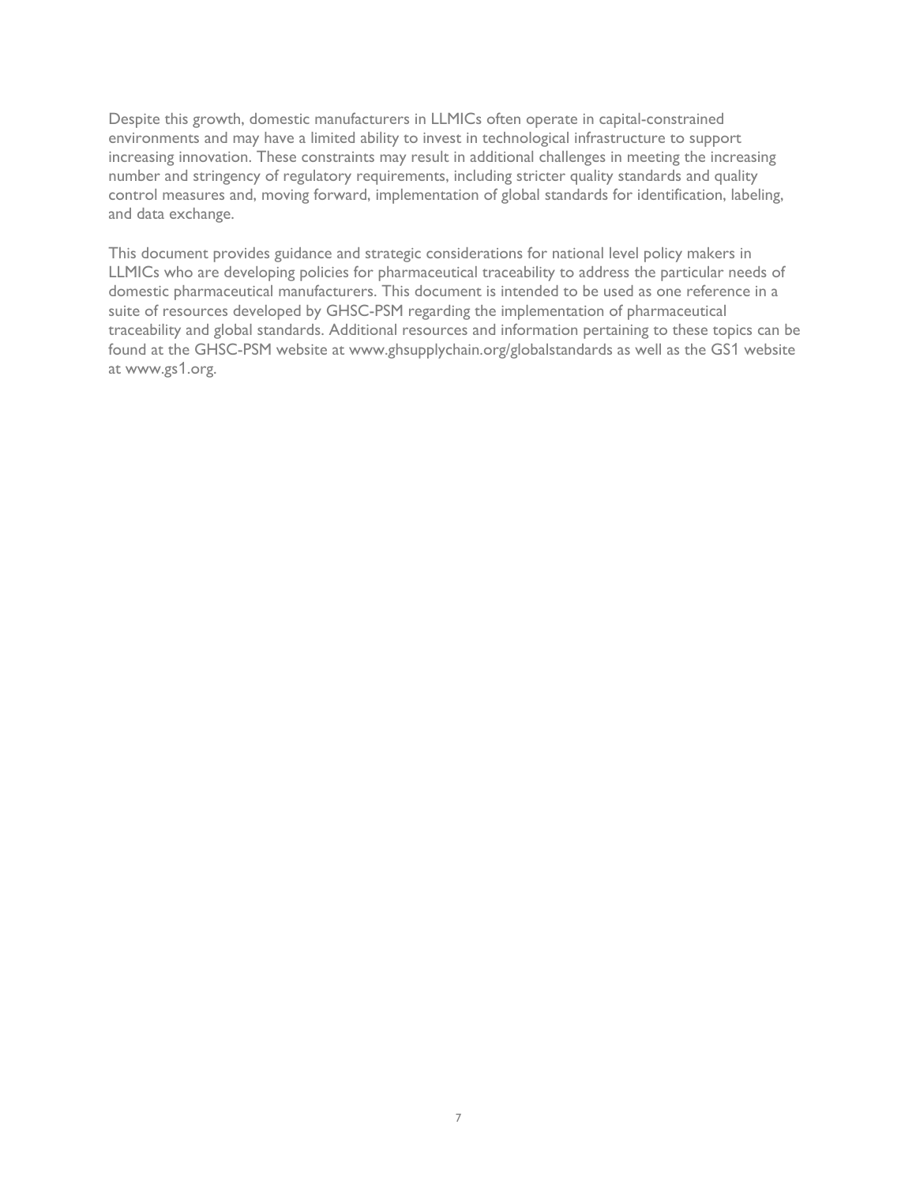Despite this growth, domestic manufacturers in LLMICs often operate in capital-constrained environments and may have a limited ability to invest in technological infrastructure to support increasing innovation. These constraints may result in additional challenges in meeting the increasing number and stringency of regulatory requirements, including stricter quality standards and quality control measures and, moving forward, implementation of global standards for identification, labeling, and data exchange.

This document provides guidance and strategic considerations for national level policy makers in LLMICs who are developing policies for pharmaceutical traceability to address the particular needs of domestic pharmaceutical manufacturers. This document is intended to be used as one reference in a suite of resources developed by GHSC-PSM regarding the implementation of pharmaceutical traceability and global standards. Additional resources and information pertaining to these topics can be found at the GHSC-PSM website at www.ghsupplychain.org/globalstandards as well as the GS1 website at www.gs1.org.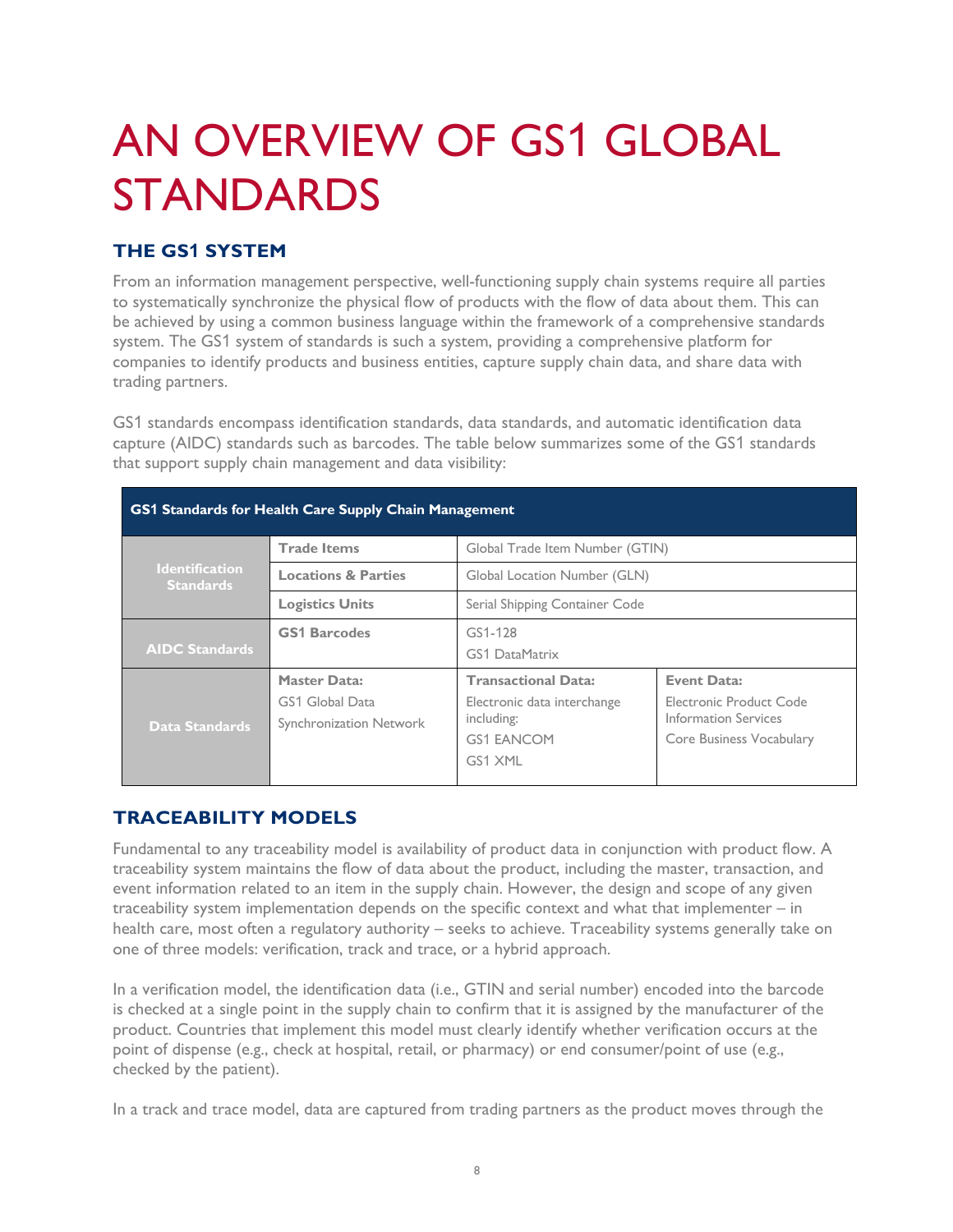# AN OVERVIEW OF GS1 GLOBAL STANDARDS

## THE GS1 SYSTEM

From an information management perspective, well-functioning supply chain systems require all parties to systematically synchronize the physical flow of products with the flow of data about them. This can be achieved by using a common business language within the framework of a comprehensive standards system. The GS1 system of standards is such a system, providing a comprehensive platform for companies to identify products and business entities, capture supply chain data, and share data with trading partners.

GS1 standards encompass identification standards, data standards, and automatic identification data capture (AIDC) standards such as barcodes. The table below summarizes some of the GS1 standards that support supply chain management and data visibility:

| GS1 Standards for Health Care Supply Chain Management | | | |
|---|---|---|---|
| **Identification Standards** | **Trade Items** | Global Trade Item Number (GTIN) | |
| | **Locations & Parties** | Global Location Number (GLN) | |
| | **Logistics Units** | Serial Shipping Container Code | |
| **AIDC Standards** | **GS1 Barcodes** | GS1-128<br>GS1 DataMatrix | |
| **Data Standards** | **Master Data:**<br>GS1 Global Data Synchronization Network | **Transactional Data:**<br>Electronic data interchange including:<br>GS1 EANCOM<br>GS1 XML | **Event Data:**<br>Electronic Product Code Information Services<br>Core Business Vocabulary |

## TRACEABILITY MODELS

Fundamental to any traceability model is availability of product data in conjunction with product flow. A traceability system maintains the flow of data about the product, including the master, transaction, and event information related to an item in the supply chain. However, the design and scope of any given traceability system implementation depends on the specific context and what that implementer – in health care, most often a regulatory authority – seeks to achieve. Traceability systems generally take on one of three models: verification, track and trace, or a hybrid approach.

In a verification model, the identification data (i.e., GTIN and serial number) encoded into the barcode is checked at a single point in the supply chain to confirm that it is assigned by the manufacturer of the product. Countries that implement this model must clearly identify whether verification occurs at the point of dispense (e.g., check at hospital, retail, or pharmacy) or end consumer/point of use (e.g., checked by the patient).

In a track and trace model, data are captured from trading partners as the product moves through the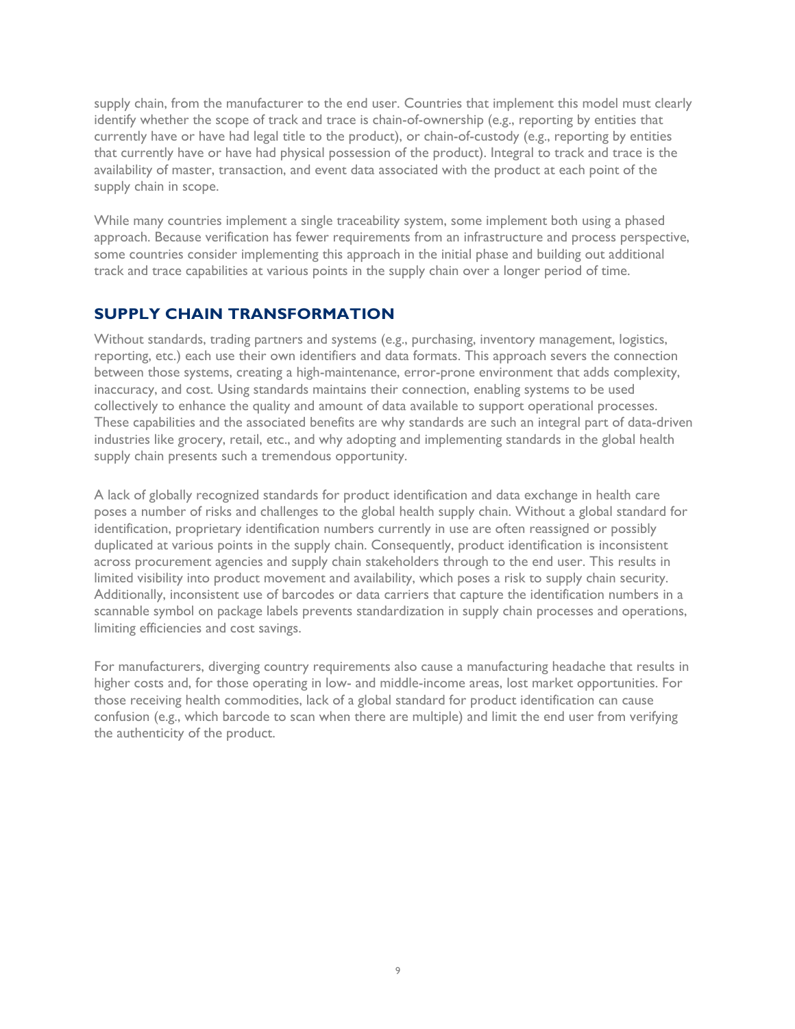supply chain, from the manufacturer to the end user. Countries that implement this model must clearly identify whether the scope of track and trace is chain-of-ownership (e.g., reporting by entities that currently have or have had legal title to the product), or chain-of-custody (e.g., reporting by entities that currently have or have had physical possession of the product). Integral to track and trace is the availability of master, transaction, and event data associated with the product at each point of the supply chain in scope.

While many countries implement a single traceability system, some implement both using a phased approach. Because verification has fewer requirements from an infrastructure and process perspective, some countries consider implementing this approach in the initial phase and building out additional track and trace capabilities at various points in the supply chain over a longer period of time.

## SUPPLY CHAIN TRANSFORMATION

Without standards, trading partners and systems (e.g., purchasing, inventory management, logistics, reporting, etc.) each use their own identifiers and data formats. This approach severs the connection between those systems, creating a high-maintenance, error-prone environment that adds complexity, inaccuracy, and cost. Using standards maintains their connection, enabling systems to be used collectively to enhance the quality and amount of data available to support operational processes. These capabilities and the associated benefits are why standards are such an integral part of data-driven industries like grocery, retail, etc., and why adopting and implementing standards in the global health supply chain presents such a tremendous opportunity.

A lack of globally recognized standards for product identification and data exchange in health care poses a number of risks and challenges to the global health supply chain. Without a global standard for identification, proprietary identification numbers currently in use are often reassigned or possibly duplicated at various points in the supply chain. Consequently, product identification is inconsistent across procurement agencies and supply chain stakeholders through to the end user. This results in limited visibility into product movement and availability, which poses a risk to supply chain security. Additionally, inconsistent use of barcodes or data carriers that capture the identification numbers in a scannable symbol on package labels prevents standardization in supply chain processes and operations, limiting efficiencies and cost savings.

For manufacturers, diverging country requirements also cause a manufacturing headache that results in higher costs and, for those operating in low- and middle-income areas, lost market opportunities. For those receiving health commodities, lack of a global standard for product identification can cause confusion (e.g., which barcode to scan when there are multiple) and limit the end user from verifying the authenticity of the product.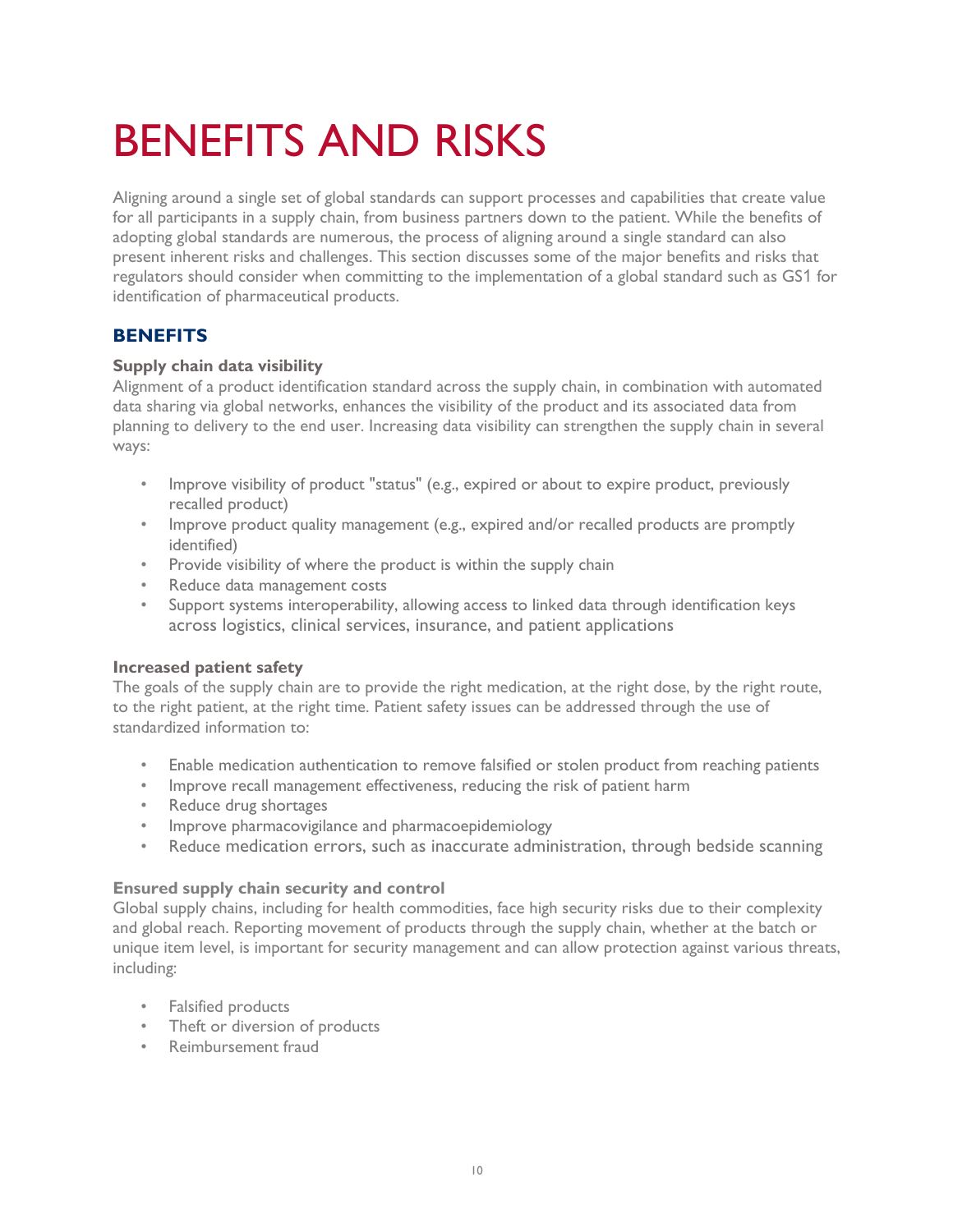# BENEFITS AND RISKS

Aligning around a single set of global standards can support processes and capabilities that create value for all participants in a supply chain, from business partners down to the patient. While the benefits of adopting global standards are numerous, the process of aligning around a single standard can also present inherent risks and challenges. This section discusses some of the major benefits and risks that regulators should consider when committing to the implementation of a global standard such as GS1 for identification of pharmaceutical products.

## BENEFITS

### Supply chain data visibility

Alignment of a product identification standard across the supply chain, in combination with automated data sharing via global networks, enhances the visibility of the product and its associated data from planning to delivery to the end user. Increasing data visibility can strengthen the supply chain in several ways:

- Improve visibility of product "status" (e.g., expired or about to expire product, previously recalled product)
- Improve product quality management (e.g., expired and/or recalled products are promptly identified)
- Provide visibility of where the product is within the supply chain
- Reduce data management costs
- Support systems interoperability, allowing access to linked data through identification keys across logistics, clinical services, insurance, and patient applications

### Increased patient safety

The goals of the supply chain are to provide the right medication, at the right dose, by the right route, to the right patient, at the right time. Patient safety issues can be addressed through the use of standardized information to:

- Enable medication authentication to remove falsified or stolen product from reaching patients
- Improve recall management effectiveness, reducing the risk of patient harm
- Reduce drug shortages
- Improve pharmacovigilance and pharmacoepidemiology
- Reduce medication errors, such as inaccurate administration, through bedside scanning

### Ensured supply chain security and control

Global supply chains, including for health commodities, face high security risks due to their complexity and global reach. Reporting movement of products through the supply chain, whether at the batch or unique item level, is important for security management and can allow protection against various threats, including:

- Falsified products
- Theft or diversion of products
- Reimbursement fraud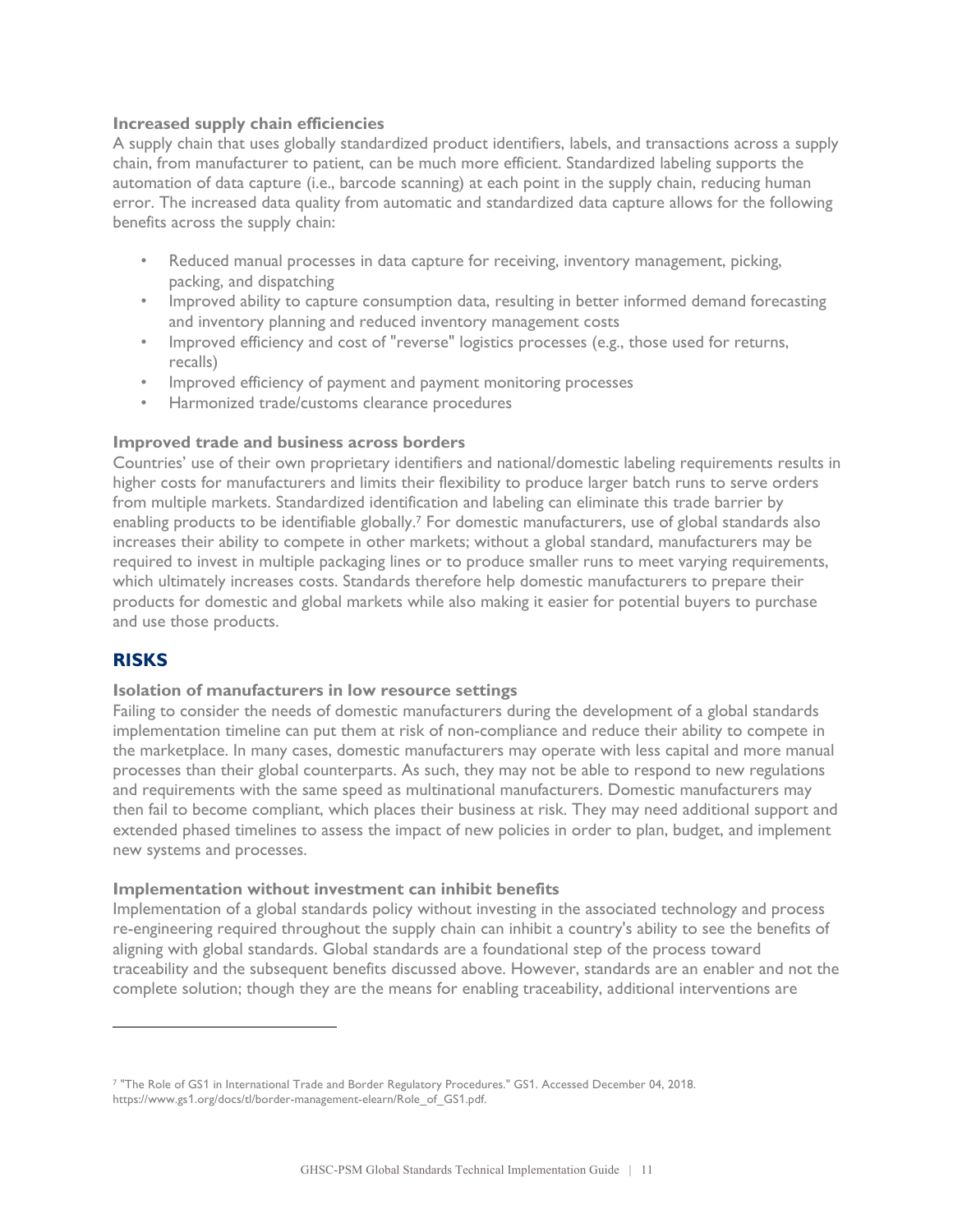### Increased supply chain efficiencies

A supply chain that uses globally standardized product identifiers, labels, and transactions across a supply chain, from manufacturer to patient, can be much more efficient. Standardized labeling supports the automation of data capture (i.e., barcode scanning) at each point in the supply chain, reducing human error. The increased data quality from automatic and standardized data capture allows for the following benefits across the supply chain:

- Reduced manual processes in data capture for receiving, inventory management, picking, packing, and dispatching
- Improved ability to capture consumption data, resulting in better informed demand forecasting and inventory planning and reduced inventory management costs
- Improved efficiency and cost of "reverse" logistics processes (e.g., those used for returns, recalls)
- Improved efficiency of payment and payment monitoring processes
- Harmonized trade/customs clearance procedures

### Improved trade and business across borders

Countries' use of their own proprietary identifiers and national/domestic labeling requirements results in higher costs for manufacturers and limits their flexibility to produce larger batch runs to serve orders from multiple markets. Standardized identification and labeling can eliminate this trade barrier by enabling products to be identifiable globally.[7] For domestic manufacturers, use of global standards also increases their ability to compete in other markets; without a global standard, manufacturers may be required to invest in multiple packaging lines or to produce smaller runs to meet varying requirements, which ultimately increases costs. Standards therefore help domestic manufacturers to prepare their products for domestic and global markets while also making it easier for potential buyers to purchase and use those products.

## RISKS

### Isolation of manufacturers in low resource settings

Failing to consider the needs of domestic manufacturers during the development of a global standards implementation timeline can put them at risk of non-compliance and reduce their ability to compete in the marketplace. In many cases, domestic manufacturers may operate with less capital and more manual processes than their global counterparts. As such, they may not be able to respond to new regulations and requirements with the same speed as multinational manufacturers. Domestic manufacturers may then fail to become compliant, which places their business at risk. They may need additional support and extended phased timelines to assess the impact of new policies in order to plan, budget, and implement new systems and processes.

### Implementation without investment can inhibit benefits

Implementation of a global standards policy without investing in the associated technology and process re-engineering required throughout the supply chain can inhibit a country's ability to see the benefits of aligning with global standards. Global standards are a foundational step of the process toward traceability and the subsequent benefits discussed above. However, standards are an enabler and not the complete solution; though they are the means for enabling traceability, additional interventions are

---

[7] "The Role of GS1 in International Trade and Border Regulatory Procedures." GS1. Accessed December 04, 2018. https://www.gs1.org/docs/tl/border-management-elearn/Role_of_GS1.pdf.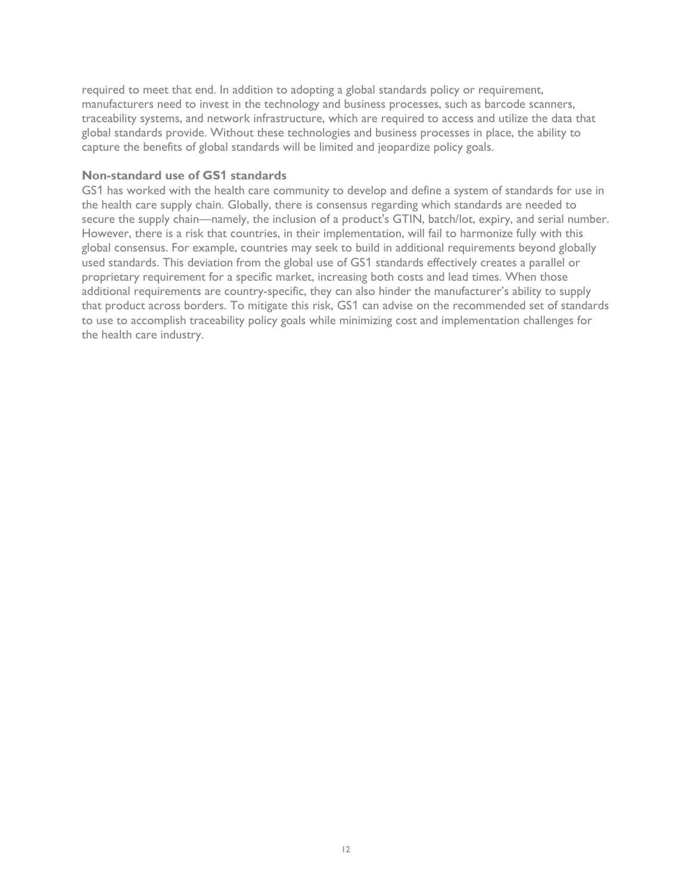required to meet that end. In addition to adopting a global standards policy or requirement, manufacturers need to invest in the technology and business processes, such as barcode scanners, traceability systems, and network infrastructure, which are required to access and utilize the data that global standards provide. Without these technologies and business processes in place, the ability to capture the benefits of global standards will be limited and jeopardize policy goals.

### Non-standard use of GS1 standards

GS1 has worked with the health care community to develop and define a system of standards for use in the health care supply chain. Globally, there is consensus regarding which standards are needed to secure the supply chain—namely, the inclusion of a product's GTIN, batch/lot, expiry, and serial number. However, there is a risk that countries, in their implementation, will fail to harmonize fully with this global consensus. For example, countries may seek to build in additional requirements beyond globally used standards. This deviation from the global use of GS1 standards effectively creates a parallel or proprietary requirement for a specific market, increasing both costs and lead times. When those additional requirements are country-specific, they can also hinder the manufacturer's ability to supply that product across borders. To mitigate this risk, GS1 can advise on the recommended set of standards to use to accomplish traceability policy goals while minimizing cost and implementation challenges for the health care industry.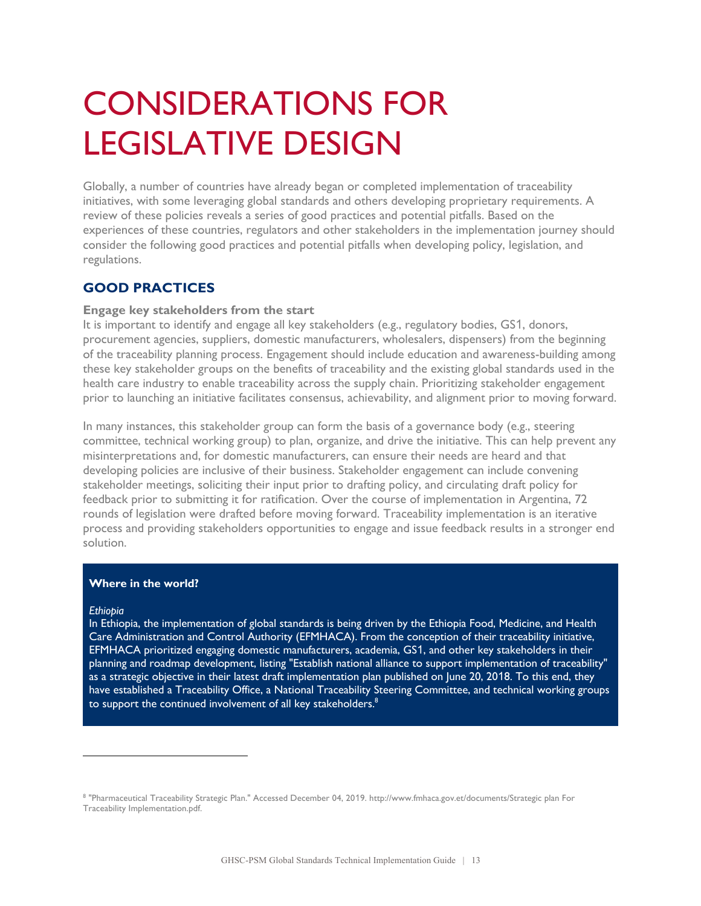# CONSIDERATIONS FOR LEGISLATIVE DESIGN

Globally, a number of countries have already began or completed implementation of traceability initiatives, with some leveraging global standards and others developing proprietary requirements. A review of these policies reveals a series of good practices and potential pitfalls. Based on the experiences of these countries, regulators and other stakeholders in the implementation journey should consider the following good practices and potential pitfalls when developing policy, legislation, and regulations.

## GOOD PRACTICES

### Engage key stakeholders from the start

It is important to identify and engage all key stakeholders (e.g., regulatory bodies, GS1, donors, procurement agencies, suppliers, domestic manufacturers, wholesalers, dispensers) from the beginning of the traceability planning process. Engagement should include education and awareness-building among these key stakeholder groups on the benefits of traceability and the existing global standards used in the health care industry to enable traceability across the supply chain. Prioritizing stakeholder engagement prior to launching an initiative facilitates consensus, achievability, and alignment prior to moving forward.

In many instances, this stakeholder group can form the basis of a governance body (e.g., steering committee, technical working group) to plan, organize, and drive the initiative. This can help prevent any misinterpretations and, for domestic manufacturers, can ensure their needs are heard and that developing policies are inclusive of their business. Stakeholder engagement can include convening stakeholder meetings, soliciting their input prior to drafting policy, and circulating draft policy for feedback prior to submitting it for ratification. Over the course of implementation in Argentina, 72 rounds of legislation were drafted before moving forward. Traceability implementation is an iterative process and providing stakeholders opportunities to engage and issue feedback results in a stronger end solution.

**Where in the world?**

*Ethiopia*

In Ethiopia, the implementation of global standards is being driven by the Ethiopia Food, Medicine, and Health Care Administration and Control Authority (EFMHACA). From the conception of their traceability initiative, EFMHACA prioritized engaging domestic manufacturers, academia, GS1, and other key stakeholders in their planning and roadmap development, listing "Establish national alliance to support implementation of traceability" as a strategic objective in their latest draft implementation plan published on June 20, 2018. To this end, they have established a Traceability Office, a National Traceability Steering Committee, and technical working groups to support the continued involvement of all key stakeholders.[8]

---

[8] "Pharmaceutical Traceability Strategic Plan." Accessed December 04, 2019. http://www.fmhaca.gov.et/documents/Strategic plan For Traceability Implementation.pdf.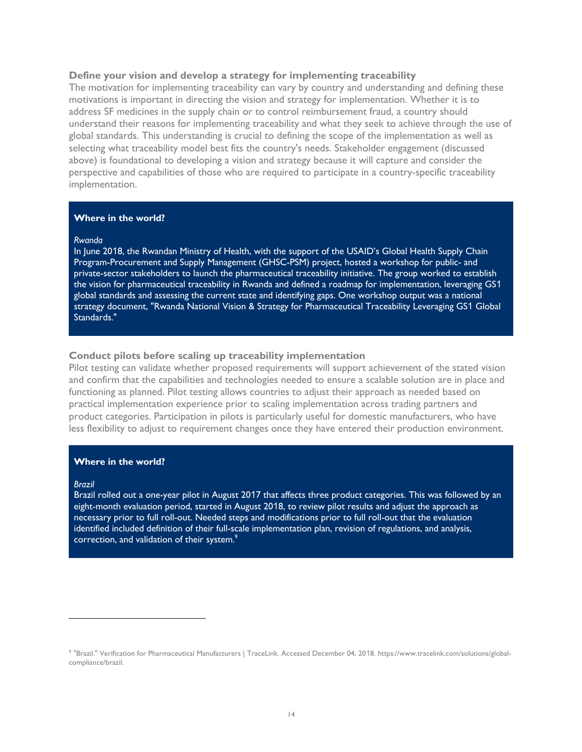### Define your vision and develop a strategy for implementing traceability

The motivation for implementing traceability can vary by country and understanding and defining these motivations is important in directing the vision and strategy for implementation. Whether it is to address SF medicines in the supply chain or to control reimbursement fraud, a country should understand their reasons for implementing traceability and what they seek to achieve through the use of global standards. This understanding is crucial to defining the scope of the implementation as well as selecting what traceability model best fits the country's needs. Stakeholder engagement (discussed above) is foundational to developing a vision and strategy because it will capture and consider the perspective and capabilities of those who are required to participate in a country-specific traceability implementation.

**Where in the world?**

*Rwanda*

In June 2018, the Rwandan Ministry of Health, with the support of the USAID's Global Health Supply Chain Program-Procurement and Supply Management (GHSC-PSM) project, hosted a workshop for public- and private-sector stakeholders to launch the pharmaceutical traceability initiative. The group worked to establish the vision for pharmaceutical traceability in Rwanda and defined a roadmap for implementation, leveraging GS1 global standards and assessing the current state and identifying gaps. One workshop output was a national strategy document, "Rwanda National Vision & Strategy for Pharmaceutical Traceability Leveraging GS1 Global Standards."

### Conduct pilots before scaling up traceability implementation

Pilot testing can validate whether proposed requirements will support achievement of the stated vision and confirm that the capabilities and technologies needed to ensure a scalable solution are in place and functioning as planned. Pilot testing allows countries to adjust their approach as needed based on practical implementation experience prior to scaling implementation across trading partners and product categories. Participation in pilots is particularly useful for domestic manufacturers, who have less flexibility to adjust to requirement changes once they have entered their production environment.

**Where in the world?**

*Brazil*

Brazil rolled out a one-year pilot in August 2017 that affects three product categories. This was followed by an eight-month evaluation period, started in August 2018, to review pilot results and adjust the approach as necessary prior to full roll-out. Needed steps and modifications prior to full roll-out that the evaluation identified included definition of their full-scale implementation plan, revision of regulations, and analysis, correction, and validation of their system.[9]

---

[9] "Brazil." Verification for Pharmaceutical Manufacturers | TraceLink. Accessed December 04, 2018. https://www.tracelink.com/solutions/global-compliance/brazil.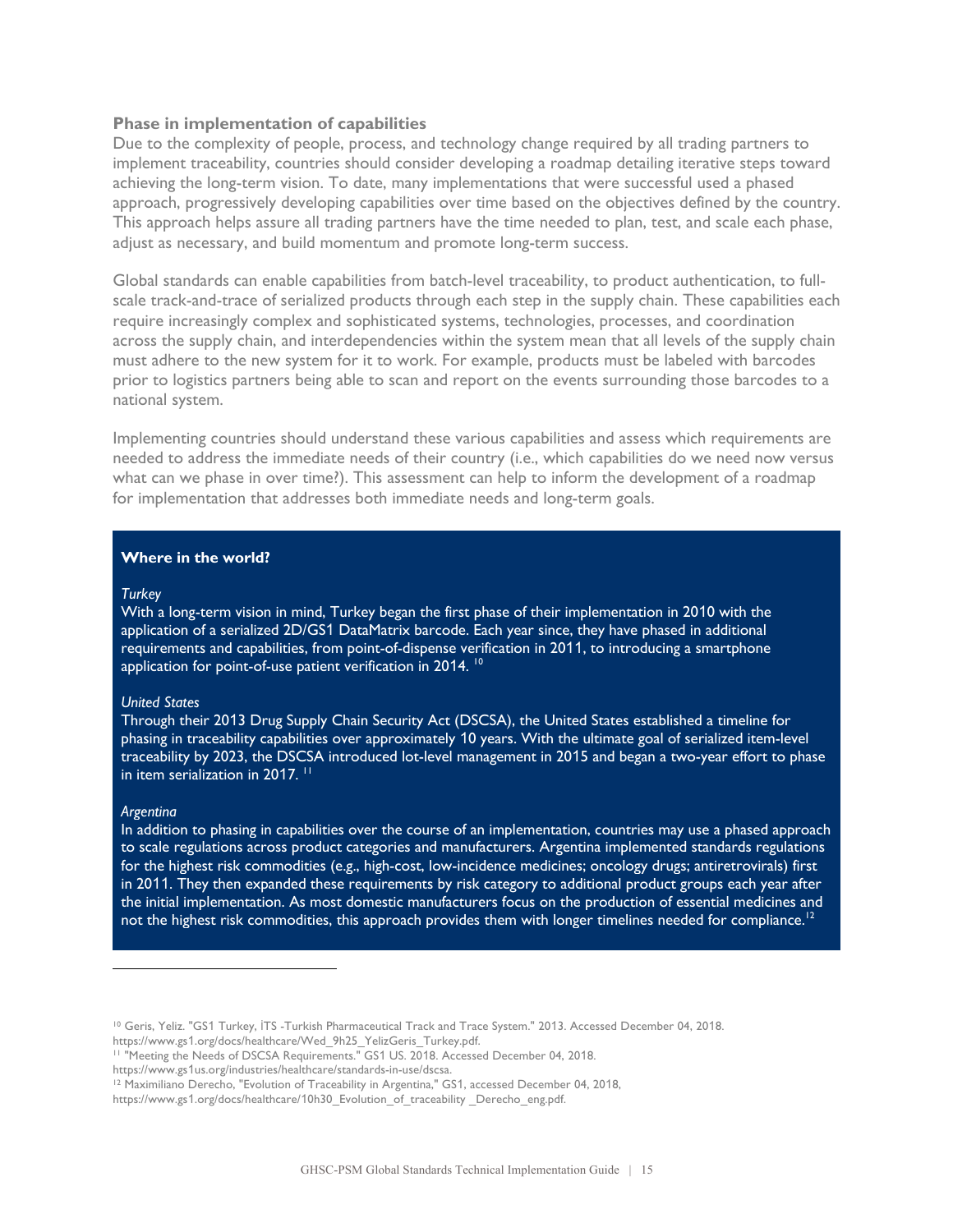### Phase in implementation of capabilities

Due to the complexity of people, process, and technology change required by all trading partners to implement traceability, countries should consider developing a roadmap detailing iterative steps toward achieving the long-term vision. To date, many implementations that were successful used a phased approach, progressively developing capabilities over time based on the objectives defined by the country. This approach helps assure all trading partners have the time needed to plan, test, and scale each phase, adjust as necessary, and build momentum and promote long-term success.

Global standards can enable capabilities from batch-level traceability, to product authentication, to full-scale track-and-trace of serialized products through each step in the supply chain. These capabilities each require increasingly complex and sophisticated systems, technologies, processes, and coordination across the supply chain, and interdependencies within the system mean that all levels of the supply chain must adhere to the new system for it to work. For example, products must be labeled with barcodes prior to logistics partners being able to scan and report on the events surrounding those barcodes to a national system.

Implementing countries should understand these various capabilities and assess which requirements are needed to address the immediate needs of their country (i.e., which capabilities do we need now versus what can we phase in over time?). This assessment can help to inform the development of a roadmap for implementation that addresses both immediate needs and long-term goals.

**Where in the world?**

*Turkey*

With a long-term vision in mind, Turkey began the first phase of their implementation in 2010 with the application of a serialized 2D/GS1 DataMatrix barcode. Each year since, they have phased in additional requirements and capabilities, from point-of-dispense verification in 2011, to introducing a smartphone application for point-of-use patient verification in 2014. [10]

*United States*

Through their 2013 Drug Supply Chain Security Act (DSCSA), the United States established a timeline for phasing in traceability capabilities over approximately 10 years. With the ultimate goal of serialized item-level traceability by 2023, the DSCSA introduced lot-level management in 2015 and began a two-year effort to phase in item serialization in 2017. [11]

*Argentina*

In addition to phasing in capabilities over the course of an implementation, countries may use a phased approach to scale regulations across product categories and manufacturers. Argentina implemented standards regulations for the highest risk commodities (e.g., high-cost, low-incidence medicines; oncology drugs; antiretrovirals) first in 2011. They then expanded these requirements by risk category to additional product groups each year after the initial implementation. As most domestic manufacturers focus on the production of essential medicines and not the highest risk commodities, this approach provides them with longer timelines needed for compliance.[12]

---

[10] Geris, Yeliz. "GS1 Turkey, İTS -Turkish Pharmaceutical Track and Trace System." 2013. Accessed December 04, 2018. https://www.gs1.org/docs/healthcare/Wed_9h25_YelizGeris_Turkey.pdf.

[11] "Meeting the Needs of DSCSA Requirements." GS1 US. 2018. Accessed December 04, 2018. https://www.gs1us.org/industries/healthcare/standards-in-use/dscsa.

[12] Maximiliano Derecho, "Evolution of Traceability in Argentina," GS1, accessed December 04, 2018, https://www.gs1.org/docs/healthcare/10h30_Evolution_of_traceability _Derecho_eng.pdf.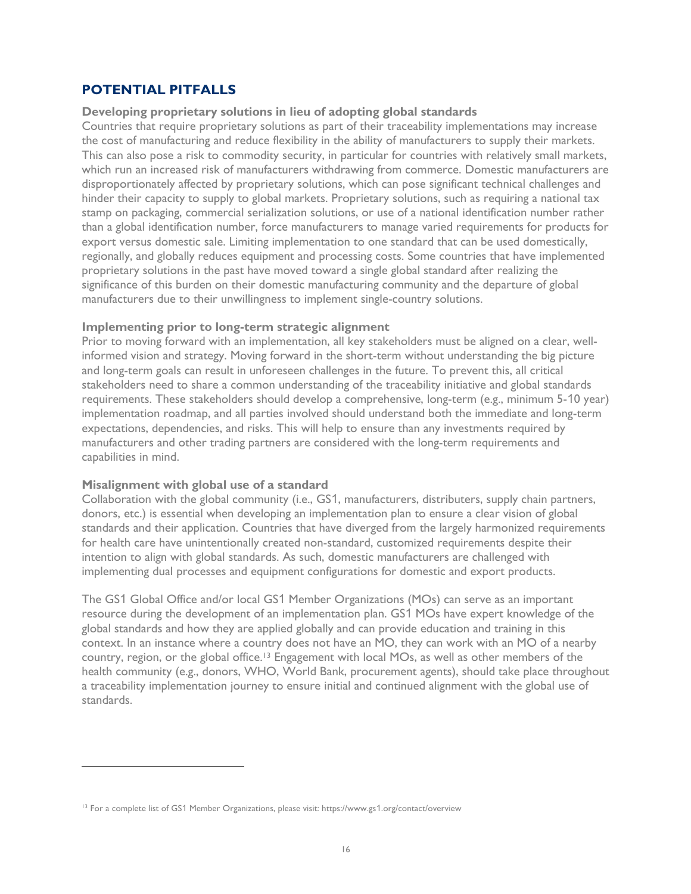## POTENTIAL PITFALLS

### Developing proprietary solutions in lieu of adopting global standards

Countries that require proprietary solutions as part of their traceability implementations may increase the cost of manufacturing and reduce flexibility in the ability of manufacturers to supply their markets. This can also pose a risk to commodity security, in particular for countries with relatively small markets, which run an increased risk of manufacturers withdrawing from commerce. Domestic manufacturers are disproportionately affected by proprietary solutions, which can pose significant technical challenges and hinder their capacity to supply to global markets. Proprietary solutions, such as requiring a national tax stamp on packaging, commercial serialization solutions, or use of a national identification number rather than a global identification number, force manufacturers to manage varied requirements for products for export versus domestic sale. Limiting implementation to one standard that can be used domestically, regionally, and globally reduces equipment and processing costs. Some countries that have implemented proprietary solutions in the past have moved toward a single global standard after realizing the significance of this burden on their domestic manufacturing community and the departure of global manufacturers due to their unwillingness to implement single-country solutions.

### Implementing prior to long-term strategic alignment

Prior to moving forward with an implementation, all key stakeholders must be aligned on a clear, well-informed vision and strategy. Moving forward in the short-term without understanding the big picture and long-term goals can result in unforeseen challenges in the future. To prevent this, all critical stakeholders need to share a common understanding of the traceability initiative and global standards requirements. These stakeholders should develop a comprehensive, long-term (e.g., minimum 5-10 year) implementation roadmap, and all parties involved should understand both the immediate and long-term expectations, dependencies, and risks. This will help to ensure than any investments required by manufacturers and other trading partners are considered with the long-term requirements and capabilities in mind.

### Misalignment with global use of a standard

Collaboration with the global community (i.e., GS1, manufacturers, distributers, supply chain partners, donors, etc.) is essential when developing an implementation plan to ensure a clear vision of global standards and their application. Countries that have diverged from the largely harmonized requirements for health care have unintentionally created non-standard, customized requirements despite their intention to align with global standards. As such, domestic manufacturers are challenged with implementing dual processes and equipment configurations for domestic and export products.

The GS1 Global Office and/or local GS1 Member Organizations (MOs) can serve as an important resource during the development of an implementation plan. GS1 MOs have expert knowledge of the global standards and how they are applied globally and can provide education and training in this context. In an instance where a country does not have an MO, they can work with an MO of a nearby country, region, or the global office.[13] Engagement with local MOs, as well as other members of the health community (e.g., donors, WHO, World Bank, procurement agents), should take place throughout a traceability implementation journey to ensure initial and continued alignment with the global use of standards.

---

[13] For a complete list of GS1 Member Organizations, please visit: https://www.gs1.org/contact/overview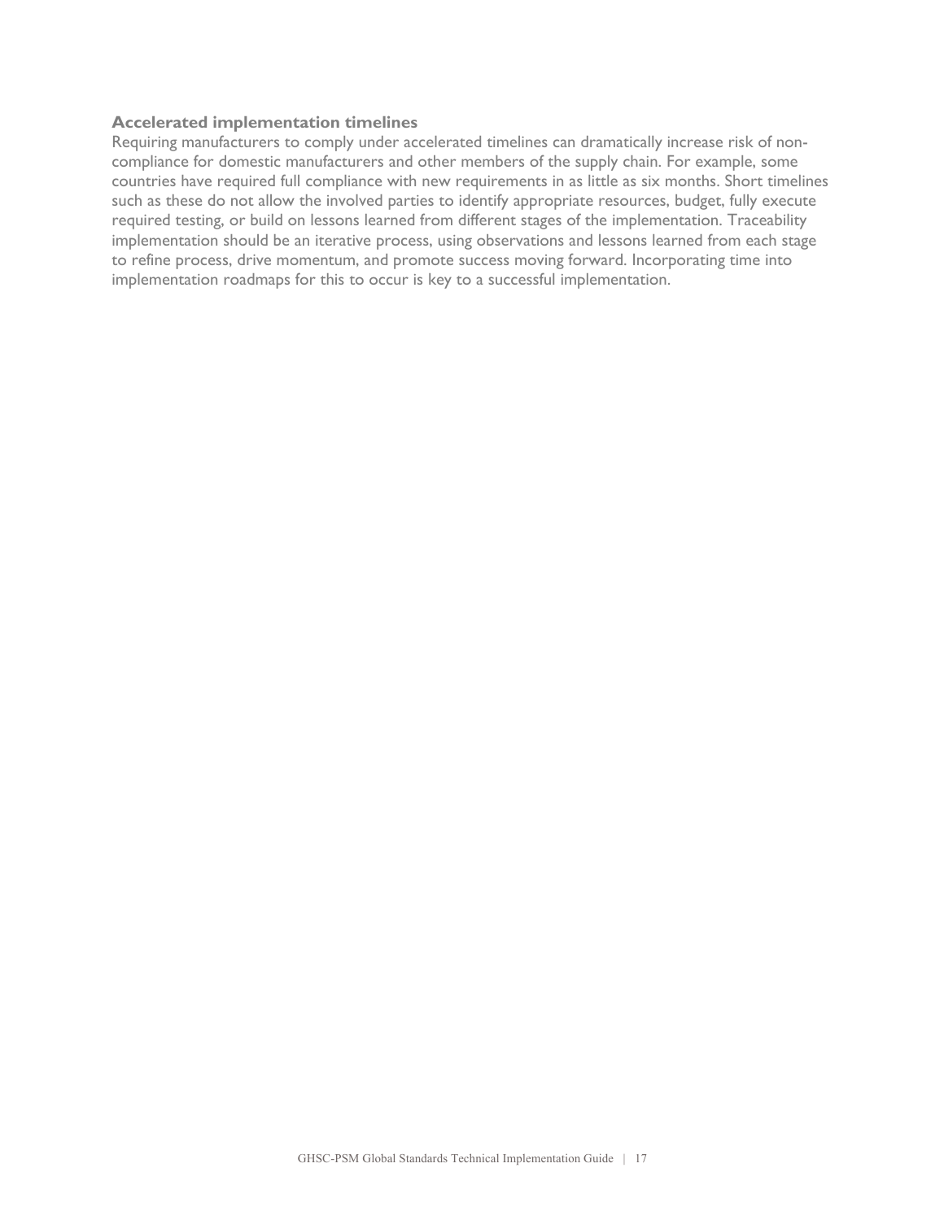### Accelerated implementation timelines

Requiring manufacturers to comply under accelerated timelines can dramatically increase risk of non-compliance for domestic manufacturers and other members of the supply chain. For example, some countries have required full compliance with new requirements in as little as six months. Short timelines such as these do not allow the involved parties to identify appropriate resources, budget, fully execute required testing, or build on lessons learned from different stages of the implementation. Traceability implementation should be an iterative process, using observations and lessons learned from each stage to refine process, drive momentum, and promote success moving forward. Incorporating time into implementation roadmaps for this to occur is key to a successful implementation.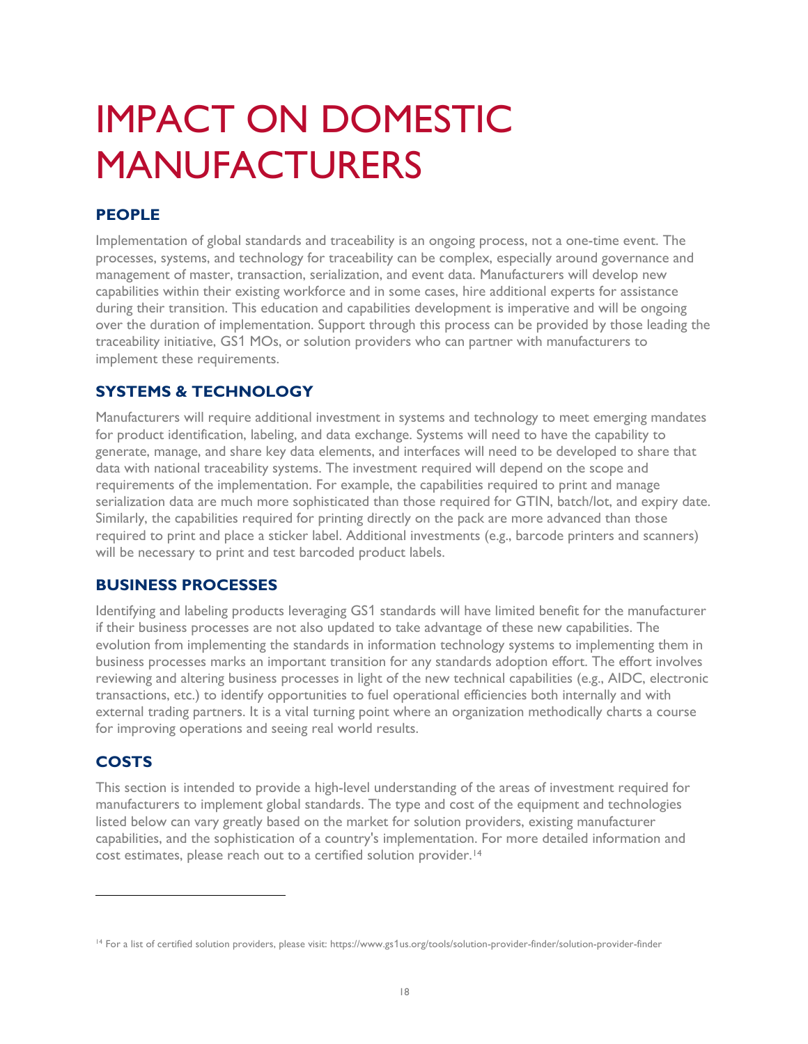# IMPACT ON DOMESTIC MANUFACTURERS

## PEOPLE

Implementation of global standards and traceability is an ongoing process, not a one-time event. The processes, systems, and technology for traceability can be complex, especially around governance and management of master, transaction, serialization, and event data. Manufacturers will develop new capabilities within their existing workforce and in some cases, hire additional experts for assistance during their transition. This education and capabilities development is imperative and will be ongoing over the duration of implementation. Support through this process can be provided by those leading the traceability initiative, GS1 MOs, or solution providers who can partner with manufacturers to implement these requirements.

## SYSTEMS & TECHNOLOGY

Manufacturers will require additional investment in systems and technology to meet emerging mandates for product identification, labeling, and data exchange. Systems will need to have the capability to generate, manage, and share key data elements, and interfaces will need to be developed to share that data with national traceability systems. The investment required will depend on the scope and requirements of the implementation. For example, the capabilities required to print and manage serialization data are much more sophisticated than those required for GTIN, batch/lot, and expiry date. Similarly, the capabilities required for printing directly on the pack are more advanced than those required to print and place a sticker label. Additional investments (e.g., barcode printers and scanners) will be necessary to print and test barcoded product labels.

## BUSINESS PROCESSES

Identifying and labeling products leveraging GS1 standards will have limited benefit for the manufacturer if their business processes are not also updated to take advantage of these new capabilities. The evolution from implementing the standards in information technology systems to implementing them in business processes marks an important transition for any standards adoption effort. The effort involves reviewing and altering business processes in light of the new technical capabilities (e.g., AIDC, electronic transactions, etc.) to identify opportunities to fuel operational efficiencies both internally and with external trading partners. It is a vital turning point where an organization methodically charts a course for improving operations and seeing real world results.

## COSTS

This section is intended to provide a high-level understanding of the areas of investment required for manufacturers to implement global standards. The type and cost of the equipment and technologies listed below can vary greatly based on the market for solution providers, existing manufacturer capabilities, and the sophistication of a country's implementation. For more detailed information and cost estimates, please reach out to a certified solution provider.[14]

---

[14] For a list of certified solution providers, please visit: https://www.gs1us.org/tools/solution-provider-finder/solution-provider-finder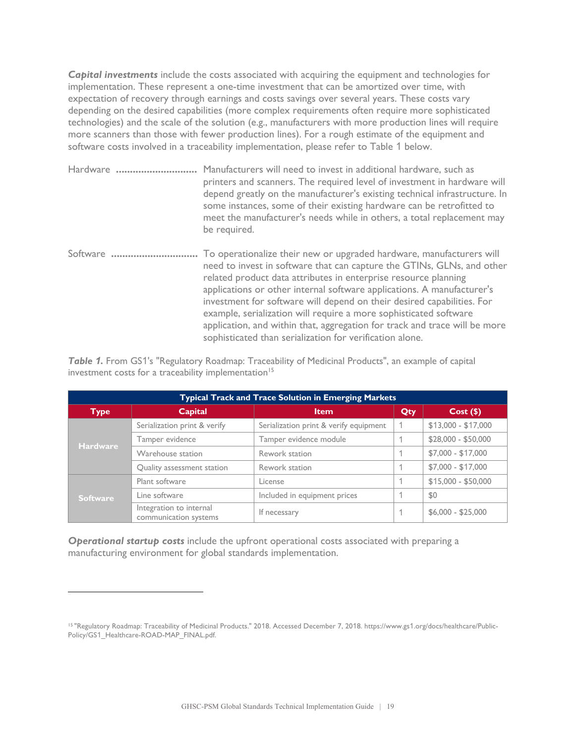***Capital investments*** include the costs associated with acquiring the equipment and technologies for implementation. These represent a one-time investment that can be amortized over time, with expectation of recovery through earnings and costs savings over several years. These costs vary depending on the desired capabilities (more complex requirements often require more sophisticated technologies) and the scale of the solution (e.g., manufacturers with more production lines will require more scanners than those with fewer production lines). For a rough estimate of the equipment and software costs involved in a traceability implementation, please refer to Table 1 below.

Hardware .............................. Manufacturers will need to invest in additional hardware, such as printers and scanners. The required level of investment in hardware will depend greatly on the manufacturer's existing technical infrastructure. In some instances, some of their existing hardware can be retrofitted to meet the manufacturer's needs while in others, a total replacement may be required.

Software .............................. To operationalize their new or upgraded hardware, manufacturers will need to invest in software that can capture the GTINs, GLNs, and other related product data attributes in enterprise resource planning applications or other internal software applications. A manufacturer's investment for software will depend on their desired capabilities. For example, serialization will require a more sophisticated software application, and within that, aggregation for track and trace will be more sophisticated than serialization for verification alone.

***Table 1.*** From GS1's "Regulatory Roadmap: Traceability of Medicinal Products", an example of capital investment costs for a traceability implementation[15]

| Typical Track and Trace Solution in Emerging Markets | | | | |
|---|---|---|---|---|
| **Type** | **Capital** | **Item** | **Qty** | **Cost ($)** |
| **Hardware** | Serialization print & verify | Serialization print & verify equipment | 1 | $13,000 - $17,000 |
| | Tamper evidence | Tamper evidence module | 1 | $28,000 - $50,000 |
| | Warehouse station | Rework station | 1 | $7,000 - $17,000 |
| | Quality assessment station | Rework station | 1 | $7,000 - $17,000 |
| **Software** | Plant software | License | 1 | $15,000 - $50,000 |
| | Line software | Included in equipment prices | 1 | $0 |
| | Integration to internal communication systems | If necessary | 1 | $6,000 - $25,000 |

***Operational startup costs*** include the upfront operational costs associated with preparing a manufacturing environment for global standards implementation.

[15] "Regulatory Roadmap: Traceability of Medicinal Products." 2018. Accessed December 7, 2018. https://www.gs1.org/docs/healthcare/Public-Policy/GS1_Healthcare-ROAD-MAP_FINAL.pdf.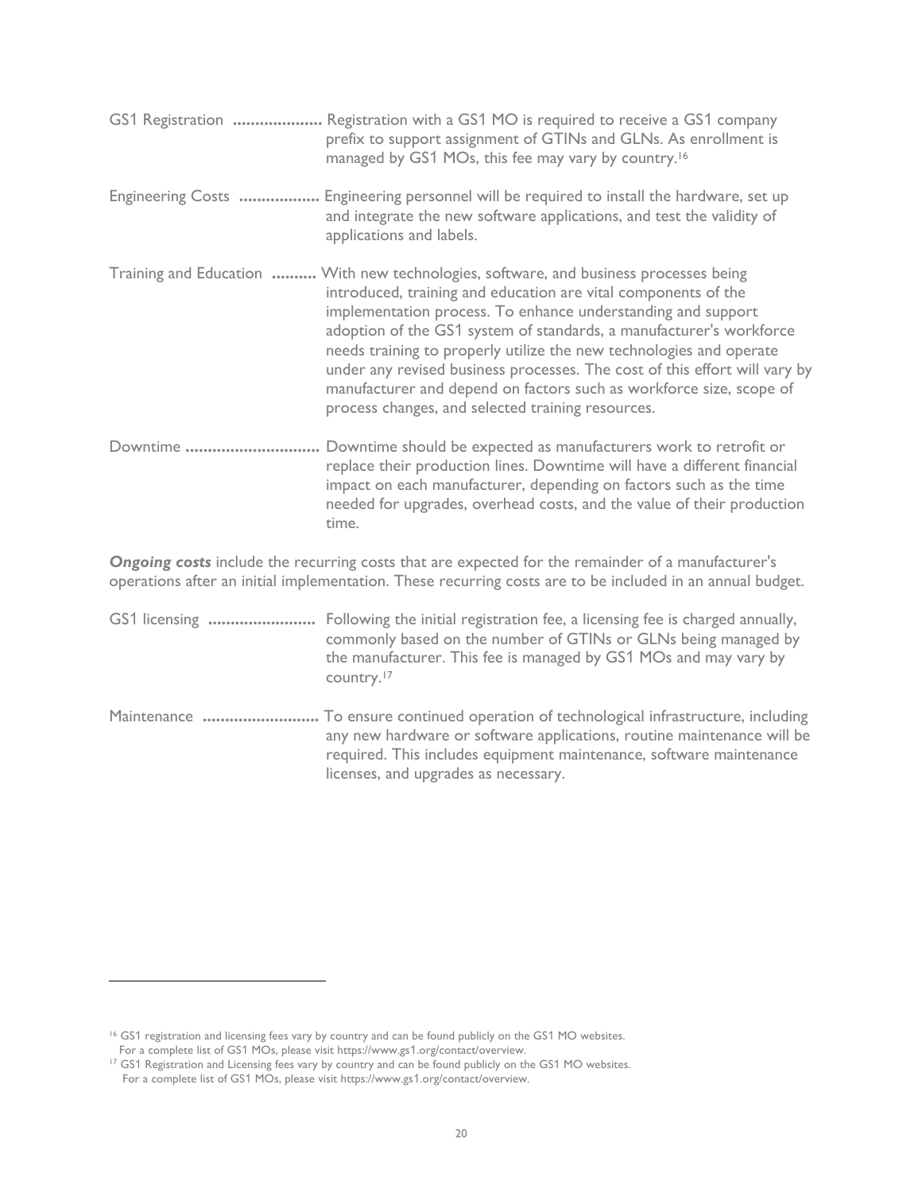GS1 Registration .................... Registration with a GS1 MO is required to receive a GS1 company prefix to support assignment of GTINs and GLNs. As enrollment is managed by GS1 MOs, this fee may vary by country.[16]

Engineering Costs .................. Engineering personnel will be required to install the hardware, set up and integrate the new software applications, and test the validity of applications and labels.

Training and Education .......... With new technologies, software, and business processes being introduced, training and education are vital components of the implementation process. To enhance understanding and support adoption of the GS1 system of standards, a manufacturer's workforce needs training to properly utilize the new technologies and operate under any revised business processes. The cost of this effort will vary by manufacturer and depend on factors such as workforce size, scope of process changes, and selected training resources.

Downtime .............................. Downtime should be expected as manufacturers work to retrofit or replace their production lines. Downtime will have a different financial impact on each manufacturer, depending on factors such as the time needed for upgrades, overhead costs, and the value of their production time.

***Ongoing costs*** include the recurring costs that are expected for the remainder of a manufacturer's operations after an initial implementation. These recurring costs are to be included in an annual budget.

GS1 licensing ........................ Following the initial registration fee, a licensing fee is charged annually, commonly based on the number of GTINs or GLNs being managed by the manufacturer. This fee is managed by GS1 MOs and may vary by country.[17]

Maintenance .......................... To ensure continued operation of technological infrastructure, including any new hardware or software applications, routine maintenance will be required. This includes equipment maintenance, software maintenance licenses, and upgrades as necessary.

---

[16] GS1 registration and licensing fees vary by country and can be found publicly on the GS1 MO websites. For a complete list of GS1 MOs, please visit https://www.gs1.org/contact/overview.

[17] GS1 Registration and Licensing fees vary by country and can be found publicly on the GS1 MO websites. For a complete list of GS1 MOs, please visit https://www.gs1.org/contact/overview.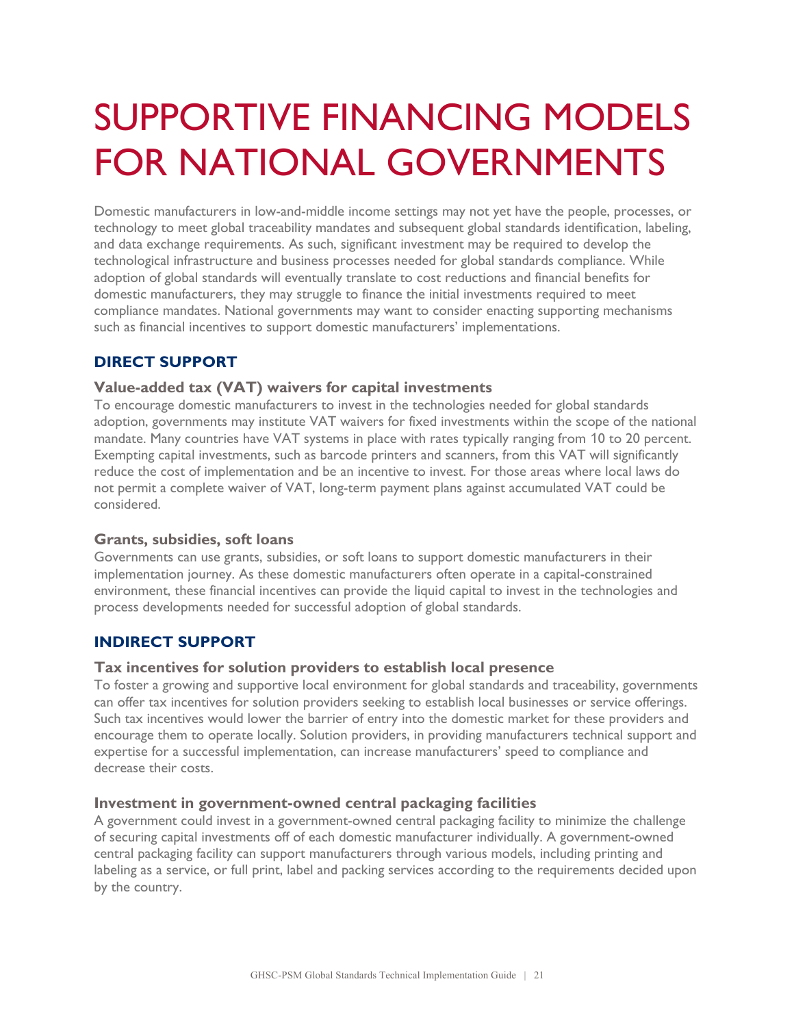# SUPPORTIVE FINANCING MODELS FOR NATIONAL GOVERNMENTS

Domestic manufacturers in low-and-middle income settings may not yet have the people, processes, or technology to meet global traceability mandates and subsequent global standards identification, labeling, and data exchange requirements. As such, significant investment may be required to develop the technological infrastructure and business processes needed for global standards compliance. While adoption of global standards will eventually translate to cost reductions and financial benefits for domestic manufacturers, they may struggle to finance the initial investments required to meet compliance mandates. National governments may want to consider enacting supporting mechanisms such as financial incentives to support domestic manufacturers' implementations.

## DIRECT SUPPORT

### Value-added tax (VAT) waivers for capital investments

To encourage domestic manufacturers to invest in the technologies needed for global standards adoption, governments may institute VAT waivers for fixed investments within the scope of the national mandate. Many countries have VAT systems in place with rates typically ranging from 10 to 20 percent. Exempting capital investments, such as barcode printers and scanners, from this VAT will significantly reduce the cost of implementation and be an incentive to invest. For those areas where local laws do not permit a complete waiver of VAT, long-term payment plans against accumulated VAT could be considered.

### Grants, subsidies, soft loans

Governments can use grants, subsidies, or soft loans to support domestic manufacturers in their implementation journey. As these domestic manufacturers often operate in a capital-constrained environment, these financial incentives can provide the liquid capital to invest in the technologies and process developments needed for successful adoption of global standards.

## INDIRECT SUPPORT

### Tax incentives for solution providers to establish local presence

To foster a growing and supportive local environment for global standards and traceability, governments can offer tax incentives for solution providers seeking to establish local businesses or service offerings. Such tax incentives would lower the barrier of entry into the domestic market for these providers and encourage them to operate locally. Solution providers, in providing manufacturers technical support and expertise for a successful implementation, can increase manufacturers' speed to compliance and decrease their costs.

### Investment in government-owned central packaging facilities

A government could invest in a government-owned central packaging facility to minimize the challenge of securing capital investments off of each domestic manufacturer individually. A government-owned central packaging facility can support manufacturers through various models, including printing and labeling as a service, or full print, label and packing services according to the requirements decided upon by the country.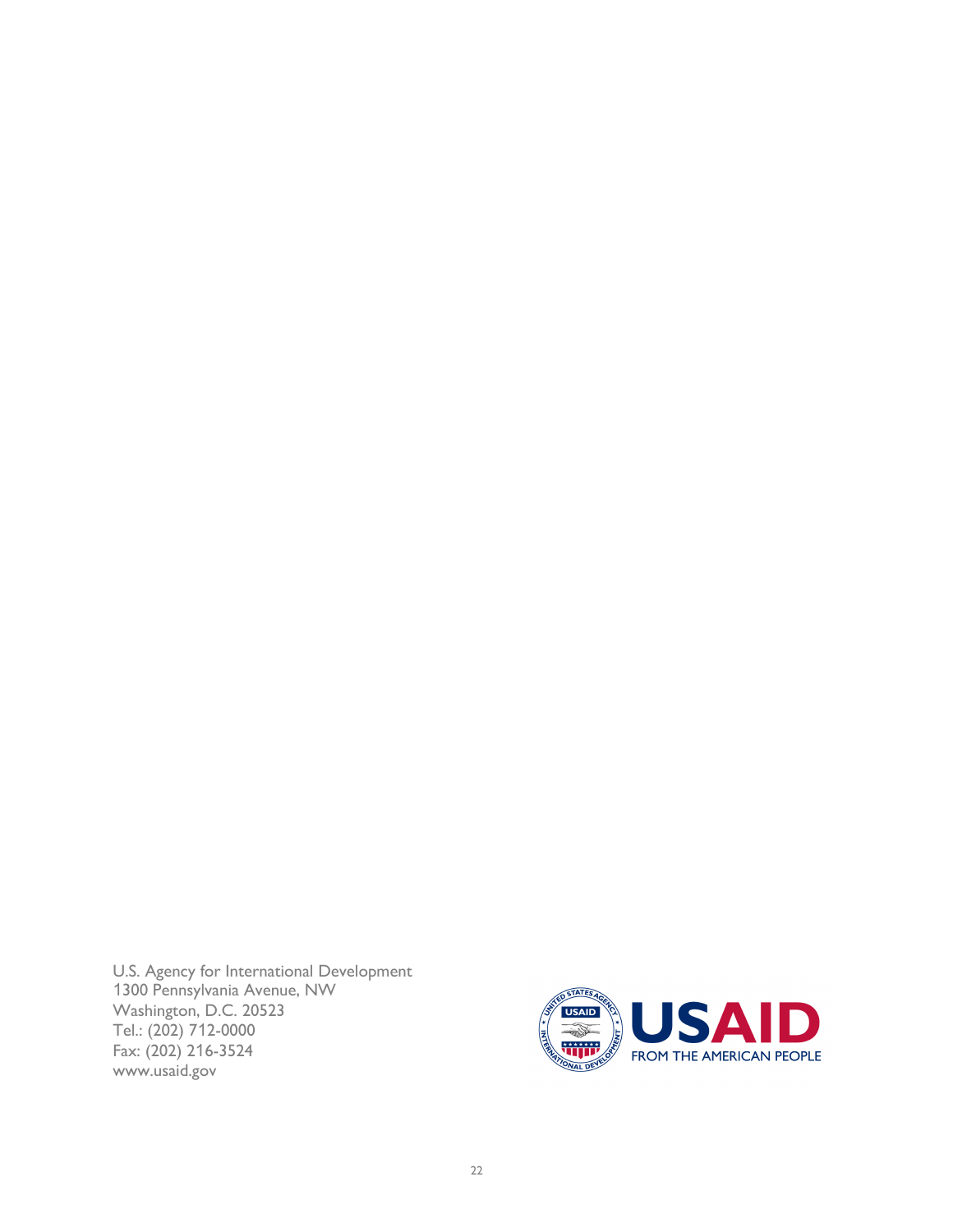U.S. Agency for International Development
1300 Pennsylvania Avenue, NW
Washington, D.C. 20523
Tel.: (202) 712-0000
Fax: (202) 216-3524
www.usaid.gov

USAID
FROM THE AMERICAN PEOPLE